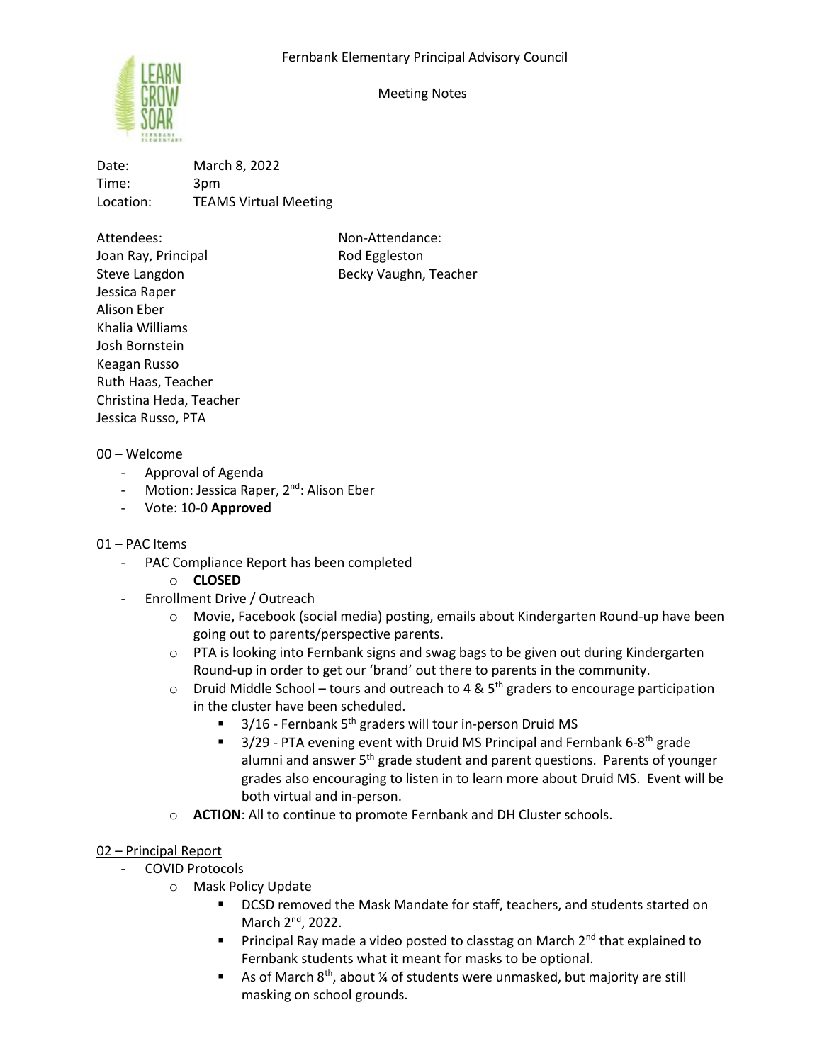Fernbank Elementary Principal Advisory Council

Meeting Notes

Date: March 8, 2022
Time: 3pm
Location: TEAMS Virtual Meeting

Attendees:
Joan Ray, Principal
Steve Langdon
Jessica Raper
Alison Eber
Khalia Williams
Josh Bornstein
Keagan Russo
Ruth Haas, Teacher
Christina Heda, Teacher
Jessica Russo, PTA

Non-Attendance:
Rod Eggleston
Becky Vaughn, Teacher

<u>00 – Welcome</u>

- Approval of Agenda
- Motion: Jessica Raper, 2nd: Alison Eber
- Vote: 10-0 **Approved**

<u>01 – PAC Items</u>

- PAC Compliance Report has been completed
    - **CLOSED**
- Enrollment Drive / Outreach
    - Movie, Facebook (social media) posting, emails about Kindergarten Round-up have been going out to parents/perspective parents.
    - PTA is looking into Fernbank signs and swag bags to be given out during Kindergarten Round-up in order to get our 'brand' out there to parents in the community.
    - Druid Middle School – tours and outreach to 4 & 5th graders to encourage participation in the cluster have been scheduled.
        - 3/16 - Fernbank 5th graders will tour in-person Druid MS
        - 3/29 - PTA evening event with Druid MS Principal and Fernbank 6-8th grade alumni and answer 5th grade student and parent questions. Parents of younger grades also encouraging to listen in to learn more about Druid MS. Event will be both virtual and in-person.
    - **ACTION**: All to continue to promote Fernbank and DH Cluster schools.

<u>02 – Principal Report</u>

- COVID Protocols
    - Mask Policy Update
        - DCSD removed the Mask Mandate for staff, teachers, and students started on March 2nd, 2022.
        - Principal Ray made a video posted to classtag on March 2nd that explained to Fernbank students what it meant for masks to be optional.
        - As of March 8th, about ¼ of students were unmasked, but majority are still masking on school grounds.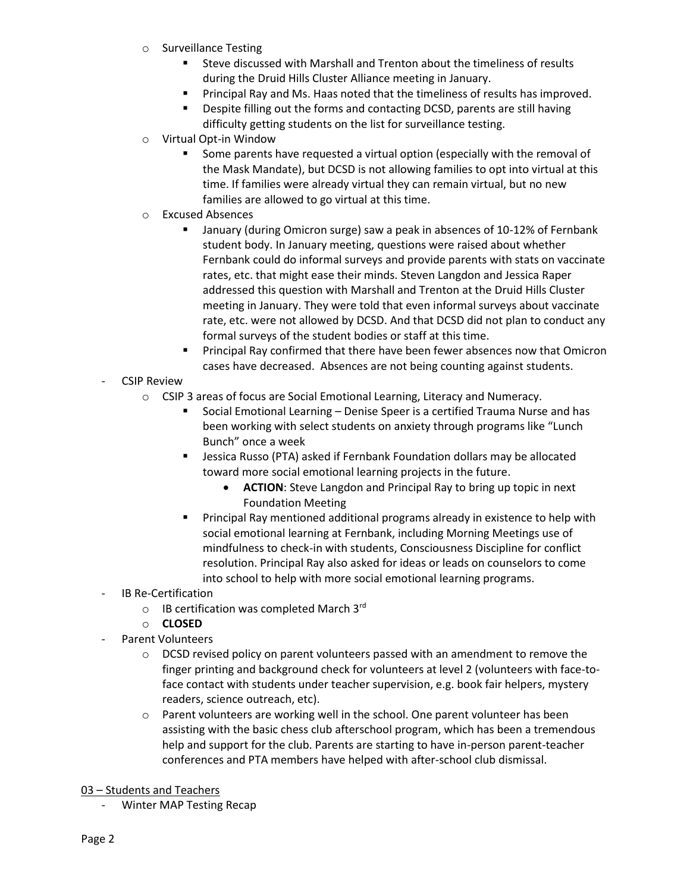- Surveillance Testing
  - Steve discussed with Marshall and Trenton about the timeliness of results during the Druid Hills Cluster Alliance meeting in January.
  - Principal Ray and Ms. Haas noted that the timeliness of results has improved.
  - Despite filling out the forms and contacting DCSD, parents are still having difficulty getting students on the list for surveillance testing.
- Virtual Opt-in Window
  - Some parents have requested a virtual option (especially with the removal of the Mask Mandate), but DCSD is not allowing families to opt into virtual at this time. If families were already virtual they can remain virtual, but no new families are allowed to go virtual at this time.
- Excused Absences
  - January (during Omicron surge) saw a peak in absences of 10-12% of Fernbank student body. In January meeting, questions were raised about whether Fernbank could do informal surveys and provide parents with stats on vaccinate rates, etc. that might ease their minds. Steven Langdon and Jessica Raper addressed this question with Marshall and Trenton at the Druid Hills Cluster meeting in January. They were told that even informal surveys about vaccinate rate, etc. were not allowed by DCSD. And that DCSD did not plan to conduct any formal surveys of the student bodies or staff at this time.
  - Principal Ray confirmed that there have been fewer absences now that Omicron cases have decreased. Absences are not being counting against students.

- CSIP Review
  - CSIP 3 areas of focus are Social Emotional Learning, Literacy and Numeracy.
    - Social Emotional Learning – Denise Speer is a certified Trauma Nurse and has been working with select students on anxiety through programs like "Lunch Bunch" once a week
    - Jessica Russo (PTA) asked if Fernbank Foundation dollars may be allocated toward more social emotional learning projects in the future.
      - **ACTION**: Steve Langdon and Principal Ray to bring up topic in next Foundation Meeting
    - Principal Ray mentioned additional programs already in existence to help with social emotional learning at Fernbank, including Morning Meetings use of mindfulness to check-in with students, Consciousness Discipline for conflict resolution. Principal Ray also asked for ideas or leads on counselors to come into school to help with more social emotional learning programs.
- IB Re-Certification
  - IB certification was completed March 3rd
  - **CLOSED**
- Parent Volunteers
  - DCSD revised policy on parent volunteers passed with an amendment to remove the finger printing and background check for volunteers at level 2 (volunteers with face-to-face contact with students under teacher supervision, e.g. book fair helpers, mystery readers, science outreach, etc).
  - Parent volunteers are working well in the school. One parent volunteer has been assisting with the basic chess club afterschool program, which has been a tremendous help and support for the club. Parents are starting to have in-person parent-teacher conferences and PTA members have helped with after-school club dismissal.

<u>03 – Students and Teachers</u>

- Winter MAP Testing Recap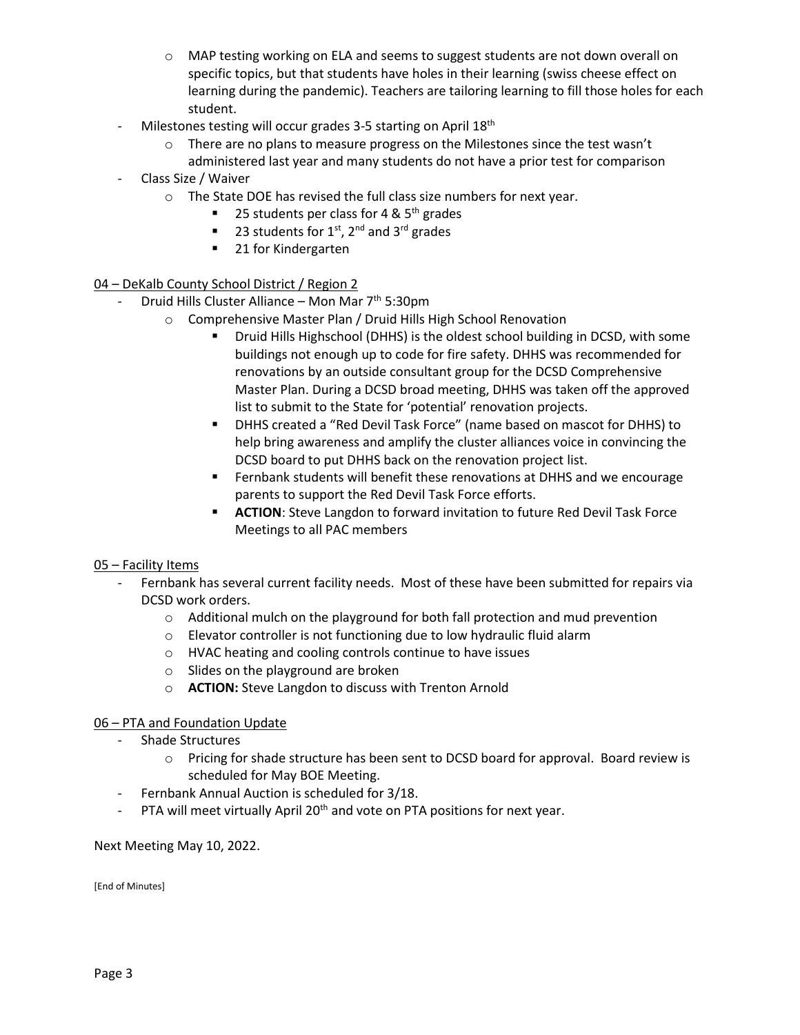- MAP testing working on ELA and seems to suggest students are not down overall on specific topics, but that students have holes in their learning (swiss cheese effect on learning during the pandemic). Teachers are tailoring learning to fill those holes for each student.
- Milestones testing will occur grades 3-5 starting on April 18th
  - There are no plans to measure progress on the Milestones since the test wasn't administered last year and many students do not have a prior test for comparison
- Class Size / Waiver
  - The State DOE has revised the full class size numbers for next year.
    - 25 students per class for 4 & 5th grades
    - 23 students for 1st, 2nd and 3rd grades
    - 21 for Kindergarten

<u>04 – DeKalb County School District / Region 2</u>

- Druid Hills Cluster Alliance – Mon Mar 7th 5:30pm
  - Comprehensive Master Plan / Druid Hills High School Renovation
    - Druid Hills Highschool (DHHS) is the oldest school building in DCSD, with some buildings not enough up to code for fire safety. DHHS was recommended for renovations by an outside consultant group for the DCSD Comprehensive Master Plan. During a DCSD broad meeting, DHHS was taken off the approved list to submit to the State for 'potential' renovation projects.
    - DHHS created a "Red Devil Task Force" (name based on mascot for DHHS) to help bring awareness and amplify the cluster alliances voice in convincing the DCSD board to put DHHS back on the renovation project list.
    - Fernbank students will benefit these renovations at DHHS and we encourage parents to support the Red Devil Task Force efforts.
    - **ACTION**: Steve Langdon to forward invitation to future Red Devil Task Force Meetings to all PAC members

<u>05 – Facility Items</u>

- Fernbank has several current facility needs. Most of these have been submitted for repairs via DCSD work orders.
  - Additional mulch on the playground for both fall protection and mud prevention
  - Elevator controller is not functioning due to low hydraulic fluid alarm
  - HVAC heating and cooling controls continue to have issues
  - Slides on the playground are broken
  - **ACTION:** Steve Langdon to discuss with Trenton Arnold

<u>06 – PTA and Foundation Update</u>

- Shade Structures
  - Pricing for shade structure has been sent to DCSD board for approval. Board review is scheduled for May BOE Meeting.
- Fernbank Annual Auction is scheduled for 3/18.
- PTA will meet virtually April 20th and vote on PTA positions for next year.

Next Meeting May 10, 2022.

[End of Minutes]